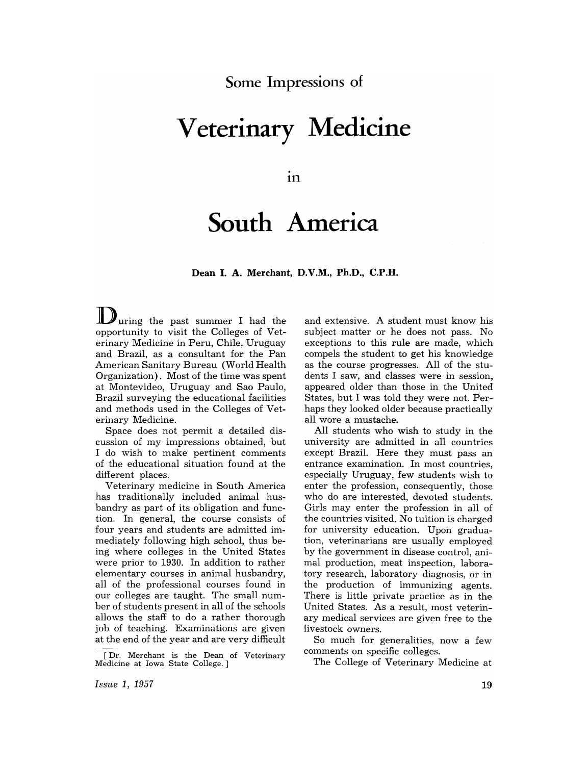# Some Impressions of

# Veterinary Medicine

# in

# South America

**Dean I. A. Merchant, D.V.M., Ph.D., C.P.H.**

During the past summer I had the opportunity to visit the Colleges of Veterinary Medicine in Peru, Chile, Uruguay and Brazil, as a consultant for the Pan American Sanitary Bureau (World Health Organization). Most of the time was spent at Montevideo, Uruguay and Sao Paulo, Brazil surveying the educational facilities and methods used in the Colleges of Veterinary Medicine.

Space does not permit a detailed discussion of my impressions obtained, but I do wish to make pertinent comments of the educational situation found at the different places.

Veterinary medicine in South America has traditionally included animal husbandry as part of its obligation and function. In general, the course consists of four years and students are admitted immediately following high school, thus being where colleges in the United States were prior to 1930. In addition to rather elementary courses in animal husbandry, all of the professional courses found in our colleges are taught. The small number of students present in all of the schools allows the staff to do a rather thorough job of teaching. Examinations are given at the end of the year and are very difficult and extensive. A student must know his subject matter or he does not pass. No exceptions to this rule are made, which compels the student to get his knowledge as the course progresses. All of the students I saw, and classes were in session, appeared older than those in the United States, but I was told they were not. Perhaps they looked older because practically all wore a mustache.

All students who wish to study in the university are admitted in all countries except Brazil. Here they must pass an entrance examination. In most countries, especially Uruguay, few students wish to enter the profession, consequently, those who do are interested, devoted students. Girls may enter the profession in all of the countries visited. No tuition is charged for university education. Upon graduation, veterinarians are usually employed by the government in disease control, animal production, meat inspection, laboratory research, laboratory diagnosis, or in the production of immunizing agents. There is little private practice as in the United States. As a result, most veterinary medical services are given free to the livestock owners.

So much for generalities, now a few comments on specific colleges.

The College of Veterinary Medicine at

[ Dr. Merchant is the Dean of Veterinary Medicine at Iowa State College. ]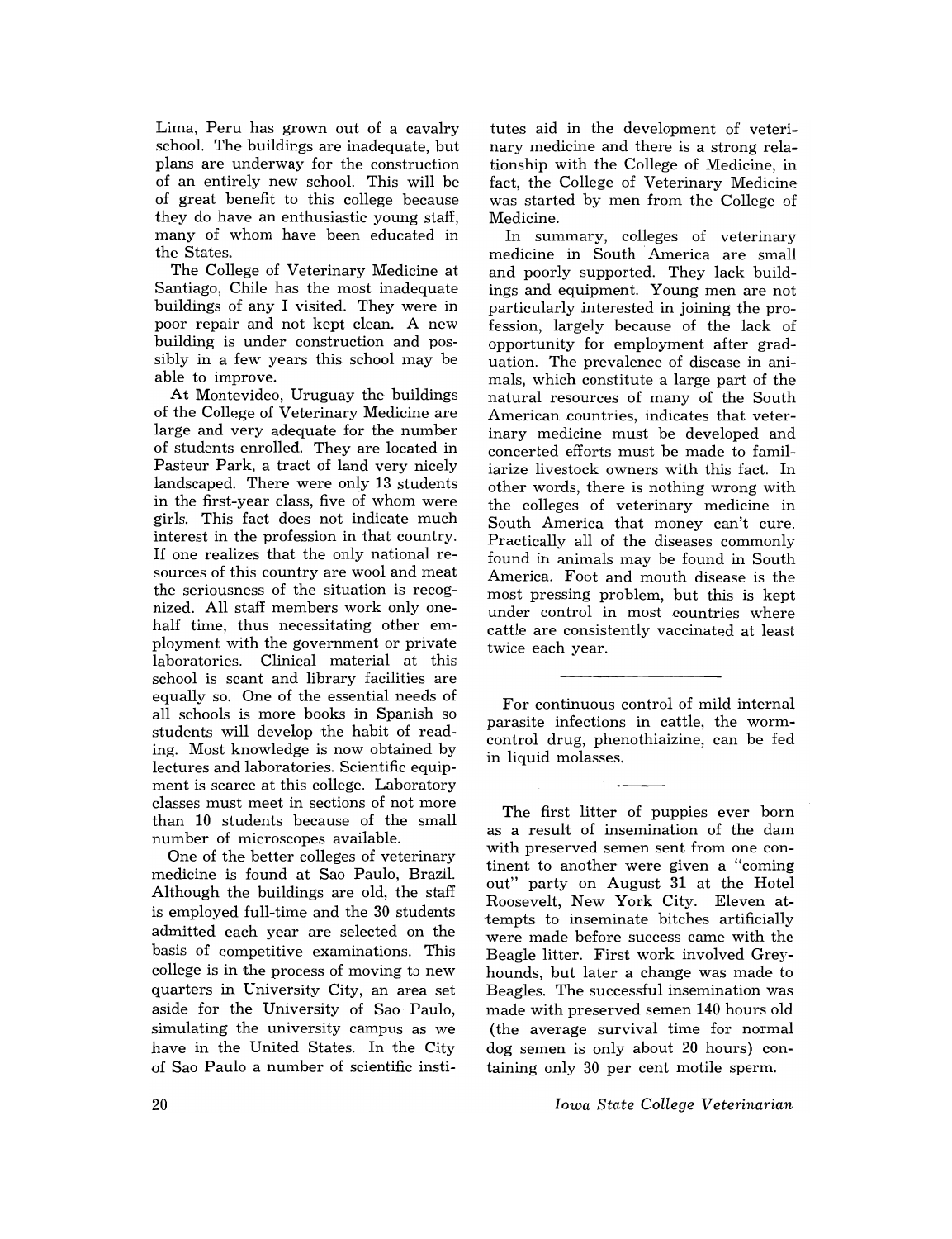Lima, Peru has grown out of a cavalry school. The buildings are inadequate, but plans are underway for the construction of an entirely new school. This will be of great benefit to this college because they do have an enthusiastic young staff, many of whom have been educated in the States.

The College of Veterinary Medicine at Santiago, Chile has the most inadequate buildings of any I visited. They were in poor repair and not kept clean. A new building is under construction and possibly in a few years this school may be able to improve.

At Montevideo, Uruguay the buildings of the College of Veterinary Medicine are large and very adequate for the number of students enrolled. They are located in Pasteur Park, a tract of land very nicely landscaped. There were only 13 students in the first-year class, five of whom were girls. This fact does not indicate much interest in the profession in that country. If one realizes that the only national resources of this country are wool and meat the seriousness of the situation is recognized. All staff members work only one-half time, thus necessitating other employment with the government or private laboratories. Clinical material at this school is scant and library facilities are equally so. One of the essential needs of all schools is more books in Spanish so students will develop the habit of reading. Most knowledge is now obtained by lectures and laboratories. Scientific equipment is scarce at this college. Laboratory classes must meet in sections of not more than 10 students because of the small number of microscopes available.

One of the better colleges of veterinary medicine is found at Sao Paulo, Brazil. Although the buildings are old, the staff is employed full-time and the 30 students admitted each year are selected on the basis of competitive examinations. This college is in the process of moving to new quarters in University City, an area set aside for the University of Sao Paulo, simulating the university campus as we have in the United States. In the City of Sao Paulo a number of scientific institutes aid in the development of veterinary medicine and there is a strong relationship with the College of Medicine, in fact, the College of Veterinary Medicine was started by men from the College of Medicine.

In summary, colleges of veterinary medicine in South America are small and poorly supported. They lack buildings and equipment. Young men are not particularly interested in joining the profession, largely because of the lack of opportunity for employment after graduation. The prevalence of disease in animals, which constitute a large part of the natural resources of many of the South American countries, indicates that veterinary medicine must be developed and concerted efforts must be made to familiarize livestock owners with this fact. In other words, there is nothing wrong with the colleges of veterinary medicine in South America that money can't cure. Practically all of the diseases commonly found in animals may be found in South America. Foot and mouth disease is the most pressing problem, but this is kept under control in most countries where cattle are consistently vaccinated at least twice each year.

---

For continuous control of mild internal parasite infections in cattle, the worm-control drug, phenothiaizine, can be fed in liquid molasses.

---

The first litter of puppies ever born as a result of insemination of the dam with preserved semen sent from one continent to another were given a "coming out" party on August 31 at the Hotel Roosevelt, New York City. Eleven attempts to inseminate bitches artificially were made before success came with the Beagle litter. First work involved Greyhounds, but later a change was made to Beagles. The successful insemination was made with preserved semen 140 hours old (the average survival time for normal dog semen is only about 20 hours) containing only 30 per cent motile sperm.